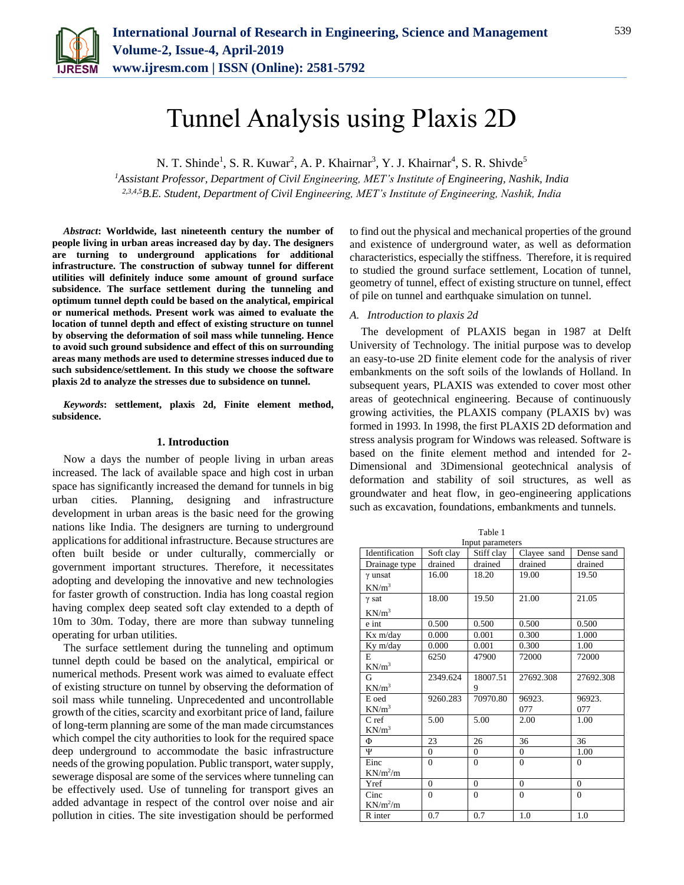# Tunnel Analysis using Plaxis 2D

N. T. Shinde[1], S. R. Kuwar[2], A. P. Khairnar[3], Y. J. Khairnar[4], S. R. Shivde[5]

[1]*Assistant Professor, Department of Civil Engineering, MET's Institute of Engineering, Nashik, India*
[2,3,4,5]*B.E. Student, Department of Civil Engineering, MET's Institute of Engineering, Nashik, India*

***Abstract*: Worldwide, last nineteenth century the number of people living in urban areas increased day by day. The designers are turning to underground applications for additional infrastructure. The construction of subway tunnel for different utilities will definitely induce some amount of ground surface subsidence. The surface settlement during the tunneling and optimum tunnel depth could be based on the analytical, empirical or numerical methods. Present work was aimed to evaluate the location of tunnel depth and effect of existing structure on tunnel by observing the deformation of soil mass while tunneling. Hence to avoid such ground subsidence and effect of this on surrounding areas many methods are used to determine stresses induced due to such subsidence/settlement. In this study we choose the software plaxis 2d to analyze the stresses due to subsidence on tunnel.**

***Keywords*: settlement, plaxis 2d, Finite element method, subsidence.**

## 1. Introduction

Now a days the number of people living in urban areas increased. The lack of available space and high cost in urban space has significantly increased the demand for tunnels in big urban cities. Planning, designing and infrastructure development in urban areas is the basic need for the growing nations like India. The designers are turning to underground applications for additional infrastructure. Because structures are often built beside or under culturally, commercially or government important structures. Therefore, it necessitates adopting and developing the innovative and new technologies for faster growth of construction. India has long coastal region having complex deep seated soft clay extended to a depth of 10m to 30m. Today, there are more than subway tunneling operating for urban utilities.

The surface settlement during the tunneling and optimum tunnel depth could be based on the analytical, empirical or numerical methods. Present work was aimed to evaluate effect of existing structure on tunnel by observing the deformation of soil mass while tunneling. Unprecedented and uncontrollable growth of the cities, scarcity and exorbitant price of land, failure of long-term planning are some of the man made circumstances which compel the city authorities to look for the required space deep underground to accommodate the basic infrastructure needs of the growing population. Public transport, water supply, sewerage disposal are some of the services where tunneling can be effectively used. Use of tunneling for transport gives an added advantage in respect of the control over noise and air pollution in cities. The site investigation should be performed to find out the physical and mechanical properties of the ground and existence of underground water, as well as deformation characteristics, especially the stiffness. Therefore, it is required to studied the ground surface settlement, Location of tunnel, geometry of tunnel, effect of existing structure on tunnel, effect of pile on tunnel and earthquake simulation on tunnel.

### A. Introduction to plaxis 2d

The development of PLAXIS began in 1987 at Delft University of Technology. The initial purpose was to develop an easy-to-use 2D finite element code for the analysis of river embankments on the soft soils of the lowlands of Holland. In subsequent years, PLAXIS was extended to cover most other areas of geotechnical engineering. Because of continuously growing activities, the PLAXIS company (PLAXIS bv) was formed in 1993. In 1998, the first PLAXIS 2D deformation and stress analysis program for Windows was released. Software is based on the finite element method and intended for 2-Dimensional and 3Dimensional geotechnical analysis of deformation and stability of soil structures, as well as groundwater and heat flow, in geo-engineering applications such as excavation, foundations, embankments and tunnels.

Table 1
Input parameters

| Identification | Soft clay | Stiff clay | Clayee sand | Dense sand |
|---|---|---|---|---|
| Drainage type | drained | drained | drained | drained |
| γ unsat $KN/m^3$ | 16.00 | 18.20 | 19.00 | 19.50 |
| γ sat $KN/m^3$ | 18.00 | 19.50 | 21.00 | 21.05 |
| e int | 0.500 | 0.500 | 0.500 | 0.500 |
| Kx m/day | 0.000 | 0.001 | 0.300 | 1.000 |
| Ky m/day | 0.000 | 0.001 | 0.300 | 1.00 |
| E $KN/m^3$ | 6250 | 47900 | 72000 | 72000 |
| G $KN/m^3$ | 2349.624 | 18007.519 | 27692.308 | 27692.308 |
| E oed $KN/m^3$ | 9260.283 | 70970.80 | 96923.077 | 96923.077 |
| C ref $KN/m^3$ | 5.00 | 5.00 | 2.00 | 1.00 |
| Φ | 23 | 26 | 36 | 36 |
| Ψ | 0 | 0 | 0 | 1.00 |
| Einc $KN/m^2/m$ | 0 | 0 | 0 | 0 |
| Yref | 0 | 0 | 0 | 0 |
| Cinc $KN/m^2/m$ | 0 | 0 | 0 | 0 |
| R inter | 0.7 | 0.7 | 1.0 | 1.0 |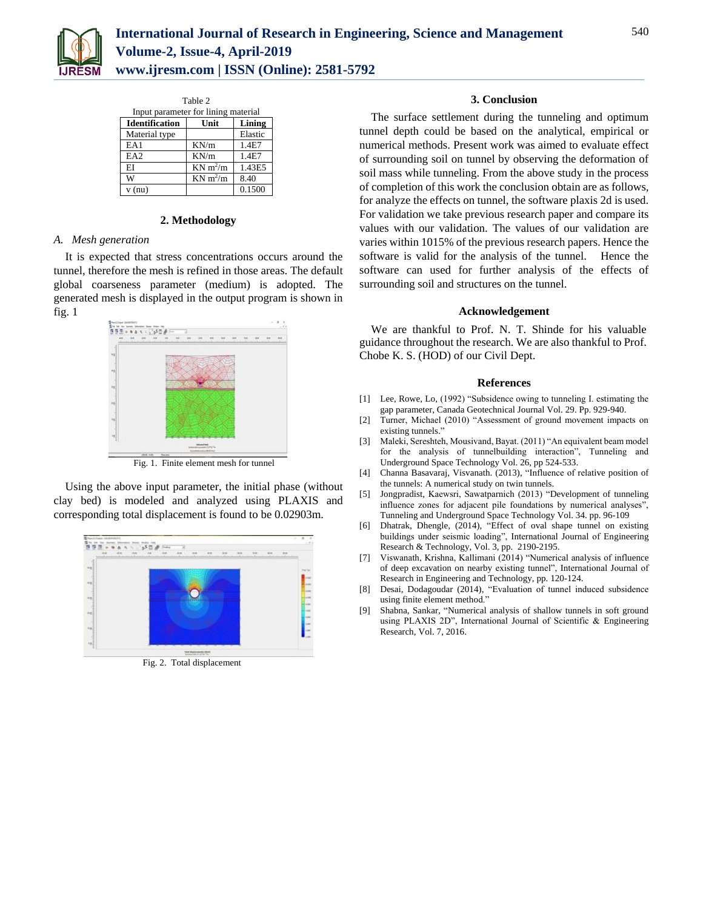Table 2
Input parameter for lining material

| Identification | Unit | Lining |
|---|---|---|
| Material type | | Elastic |
| EA1 | KN/m | 1.4E7 |
| EA2 | KN/m | 1.4E7 |
| EI | KN $m^2$/m | 1.43E5 |
| W | KN $m^2$/m | 8.40 |
| v (nu) | | 0.1500 |

## 2. Methodology

### *A. Mesh generation*

It is expected that stress concentrations occurs around the tunnel, therefore the mesh is refined in those areas. The default global coarseness parameter (medium) is adopted. The generated mesh is displayed in the output program is shown in fig. 1

Fig. 1. Finite element mesh for tunnel

Using the above input parameter, the initial phase (without clay bed) is modeled and analyzed using PLAXIS and corresponding total displacement is found to be 0.02903m.

Fig. 2. Total displacement

## 3. Conclusion

The surface settlement during the tunneling and optimum tunnel depth could be based on the analytical, empirical or numerical methods. Present work was aimed to evaluate effect of surrounding soil on tunnel by observing the deformation of soil mass while tunneling. From the above study in the process of completion of this work the conclusion obtain are as follows, for analyze the effects on tunnel, the software plaxis 2d is used. For validation we take previous research paper and compare its values with our validation. The values of our validation are varies within 1015% of the previous research papers. Hence the software is valid for the analysis of the tunnel. Hence the software can used for further analysis of the effects of surrounding soil and structures on the tunnel.

## Acknowledgement

We are thankful to Prof. N. T. Shinde for his valuable guidance throughout the research. We are also thankful to Prof. Chobe K. S. (HOD) of our Civil Dept.

## References

[1] Lee, Rowe, Lo, (1992) "Subsidence owing to tunneling I. estimating the gap parameter, Canada Geotechnical Journal Vol. 29. Pp. 929-940.

[2] Turner, Michael (2010) "Assessment of ground movement impacts on existing tunnels."

[3] Maleki, Sereshteh, Mousivand, Bayat. (2011) "An equivalent beam model for the analysis of tunnelbuilding interaction", Tunneling and Underground Space Technology Vol. 26, pp 524-533.

[4] Channa Basavaraj, Visvanath. (2013), "Influence of relative position of the tunnels: A numerical study on twin tunnels.

[5] Jongpradist, Kaewsri, Sawatparnich (2013) "Development of tunneling influence zones for adjacent pile foundations by numerical analyses", Tunneling and Underground Space Technology Vol. 34. pp. 96-109

[6] Dhatrak, Dhengle, (2014), "Effect of oval shape tunnel on existing buildings under seismic loading", International Journal of Engineering Research & Technology, Vol. 3, pp. 2190-2195.

[7] Viswanath, Krishna, Kallimani (2014) "Numerical analysis of influence of deep excavation on nearby existing tunnel", International Journal of Research in Engineering and Technology, pp. 120-124.

[8] Desai, Dodagoudar (2014), "Evaluation of tunnel induced subsidence using finite element method."

[9] Shabna, Sankar, "Numerical analysis of shallow tunnels in soft ground using PLAXIS 2D", International Journal of Scientific & Engineering Research, Vol. 7, 2016.